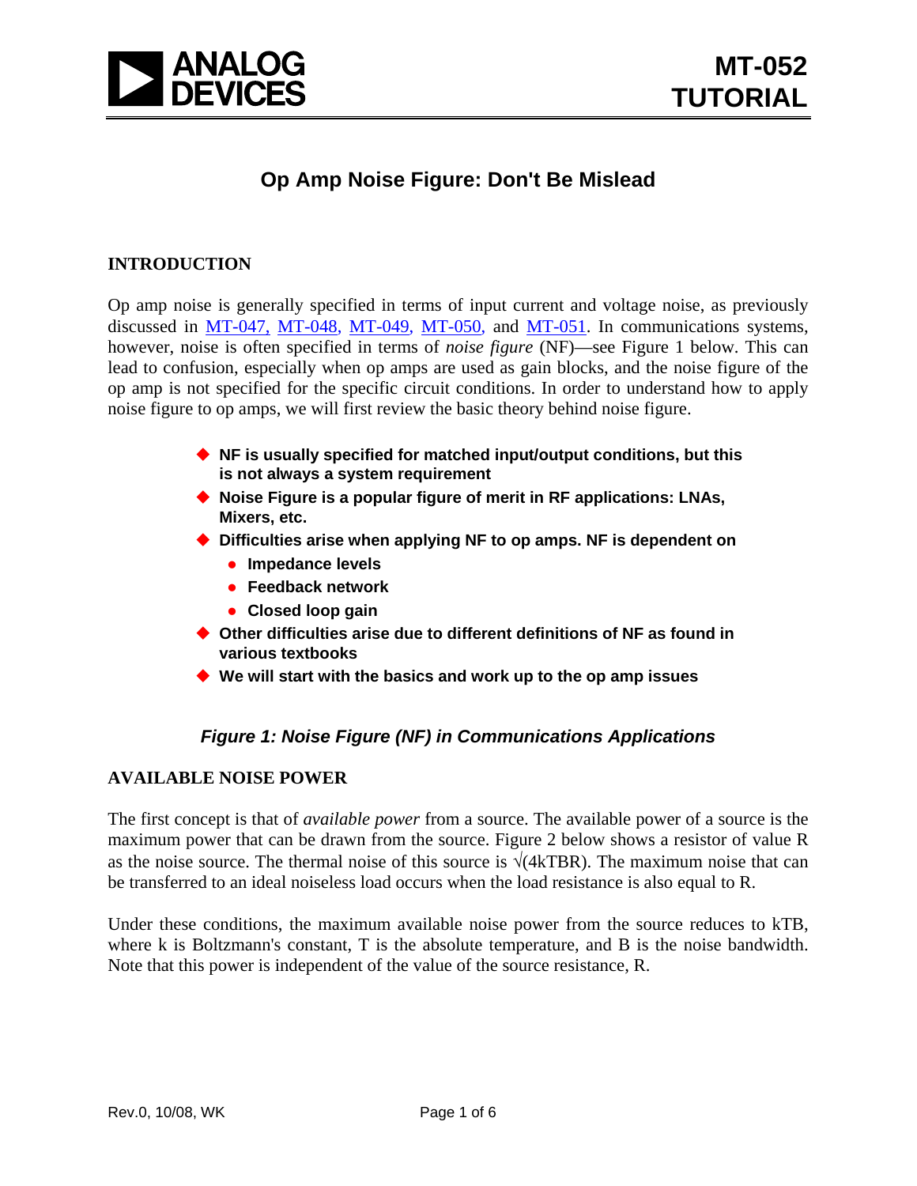# Op Amp Noise Figure: Don't Be Mislead

## INTRODUCTION

Op amp noise is generally specified in terms of input current and voltage noise, as previously discussed in MT-047, MT-048, MT-049, MT-050, and MT-051. In communications systems, however, noise is often specified in terms of *noise figure* (NF)—see Figure 1 below. This can lead to confusion, especially when op amps are used as gain blocks, and the noise figure of the op amp is not specified for the specific circuit conditions. In order to understand how to apply noise figure to op amps, we will first review the basic theory behind noise figure.

- **NF is usually specified for matched input/output conditions, but this is not always a system requirement**
- **Noise Figure is a popular figure of merit in RF applications: LNAs, Mixers, etc.**
- **Difficulties arise when applying NF to op amps. NF is dependent on**
  - **Impedance levels**
  - **Feedback network**
  - **Closed loop gain**
- **Other difficulties arise due to different definitions of NF as found in various textbooks**
- **We will start with the basics and work up to the op amp issues**

***Figure 1: Noise Figure (NF) in Communications Applications***

## AVAILABLE NOISE POWER

The first concept is that of *available power* from a source. The available power of a source is the maximum power that can be drawn from the source. Figure 2 below shows a resistor of value R as the noise source. The thermal noise of this source is $\sqrt{4kTBR}$. The maximum noise that can be transferred to an ideal noiseless load occurs when the load resistance is also equal to R.

Under these conditions, the maximum available noise power from the source reduces to kTB, where k is Boltzmann's constant, T is the absolute temperature, and B is the noise bandwidth. Note that this power is independent of the value of the source resistance, R.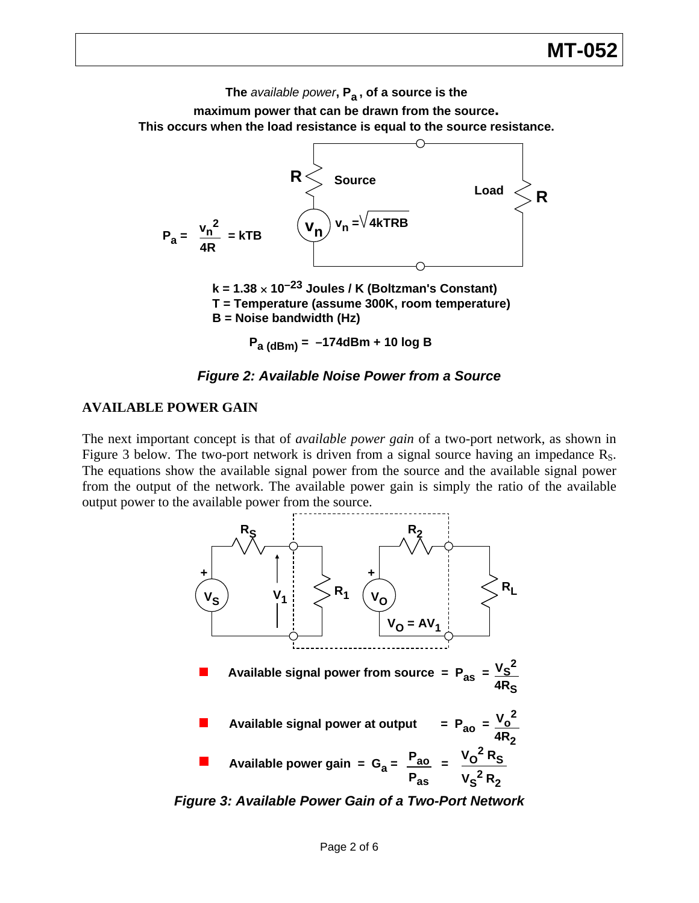The *available power*, $P_a$, of a source is the maximum power that can be drawn from the source. This occurs when the load resistance is equal to the source resistance.

$$P_a = \frac{v_n^2}{4R} = kTB \qquad v_n = \sqrt{4kTRB}$$

$k = 1.38 \times 10^{-23}$ Joules / K (Boltzman's Constant)
T = Temperature (assume 300K, room temperature)
B = Noise bandwidth (Hz)

$$P_{a\,(dBm)} = -174\text{dBm} + 10 \log B$$

*Figure 2: Available Noise Power from a Source*

## AVAILABLE POWER GAIN

The next important concept is that of *available power gain* of a two-port network, as shown in Figure 3 below. The two-port network is driven from a signal source having an impedance $R_S$. The equations show the available signal power from the source and the available signal power from the output of the network. The available power gain is simply the ratio of the available output power to the available power from the source.

$V_O = AV_1$

- Available signal power from source $= P_{as} = \dfrac{V_S^2}{4R_S}$
- Available signal power at output $= P_{ao} = \dfrac{V_o^2}{4R_2}$
- Available power gain $= G_a = \dfrac{P_{ao}}{P_{as}} = \dfrac{V_O^2 R_S}{V_S^2 R_2}$

*Figure 3: Available Power Gain of a Two-Port Network*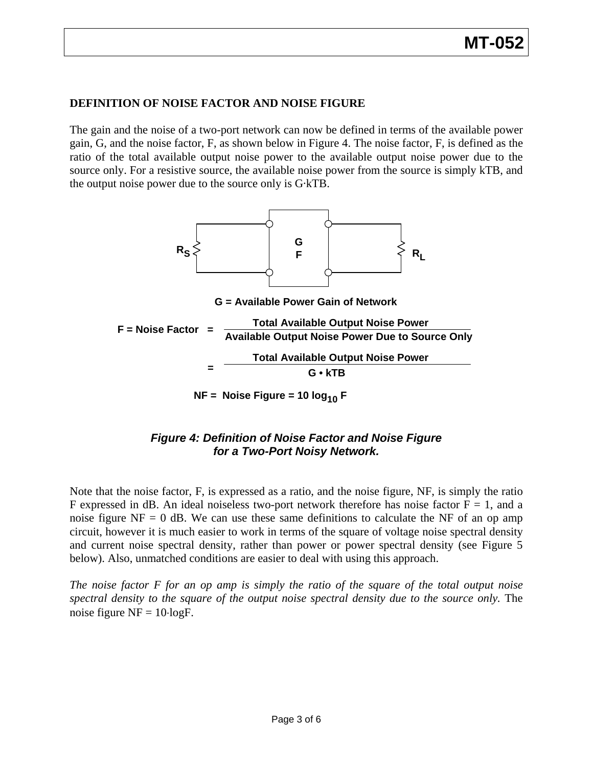## DEFINITION OF NOISE FACTOR AND NOISE FIGURE

The gain and the noise of a two-port network can now be defined in terms of the available power gain, G, and the noise factor, F, as shown below in Figure 4. The noise factor, F, is defined as the ratio of the total available output noise power to the available output noise power due to the source only. For a resistive source, the available noise power from the source is simply kTB, and the output noise power due to the source only is G·kTB.

G = Available Power Gain of Network

$$F = \text{Noise Factor} = \frac{\text{Total Available Output Noise Power}}{\text{Available Output Noise Power Due to Source Only}}$$

$$= \frac{\text{Total Available Output Noise Power}}{G \cdot kTB}$$

$$NF = \text{Noise Figure} = 10 \log_{10} F$$

***Figure 4: Definition of Noise Factor and Noise Figure for a Two-Port Noisy Network.***

Note that the noise factor, F, is expressed as a ratio, and the noise figure, NF, is simply the ratio F expressed in dB. An ideal noiseless two-port network therefore has noise factor F = 1, and a noise figure NF = 0 dB. We can use these same definitions to calculate the NF of an op amp circuit, however it is much easier to work in terms of the square of voltage noise spectral density and current noise spectral density, rather than power or power spectral density (see Figure 5 below). Also, unmatched conditions are easier to deal with using this approach.

*The noise factor F for an op amp is simply the ratio of the square of the total output noise spectral density to the square of the output noise spectral density due to the source only.* The noise figure NF = 10·logF.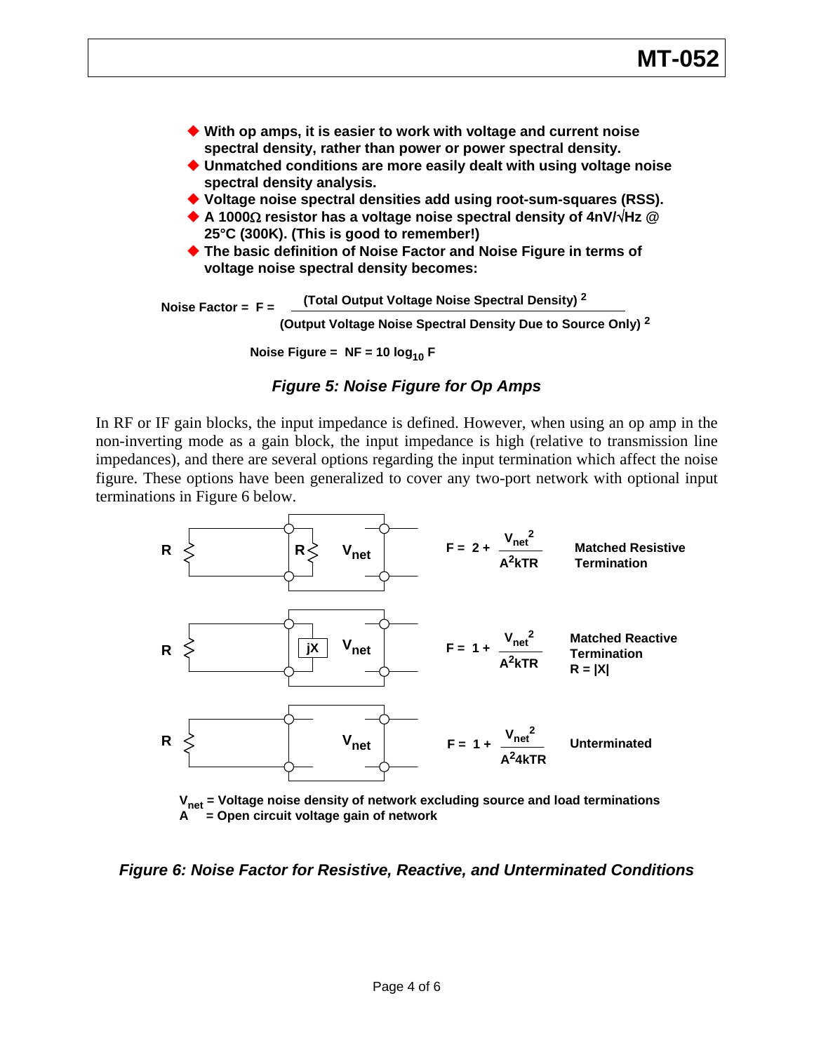- With op amps, it is easier to work with voltage and current noise spectral density, rather than power or power spectral density.
- Unmatched conditions are more easily dealt with using voltage noise spectral density analysis.
- Voltage noise spectral densities add using root-sum-squares (RSS).
- A 1000Ω resistor has a voltage noise spectral density of 4nV/√Hz @ 25°C (300K). (This is good to remember!)
- The basic definition of Noise Factor and Noise Figure in terms of voltage noise spectral density becomes:

$$\text{Noise Factor} = F = \frac{(\text{Total Output Voltage Noise Spectral Density})^2}{(\text{Output Voltage Noise Spectral Density Due to Source Only})^2}$$

$$\text{Noise Figure} = NF = 10 \log_{10} F$$

*Figure 5: Noise Figure for Op Amps*

In RF or IF gain blocks, the input impedance is defined. However, when using an op amp in the non-inverting mode as a gain block, the input impedance is high (relative to transmission line impedances), and there are several options regarding the input termination which affect the noise figure. These options have been generalized to cover any two-port network with optional input terminations in Figure 6 below.

Matched Resistive Termination:

$$F = 2 + \frac{V_{net}^2}{A^2 kTR}$$

Matched Reactive Termination, $R = |X|$:

$$F = 1 + \frac{V_{net}^2}{A^2 kTR}$$

Unterminated:

$$F = 1 + \frac{V_{net}^2}{A^2 4kTR}$$

$V_{net}$ = Voltage noise density of network excluding source and load terminations
A = Open circuit voltage gain of network

*Figure 6: Noise Factor for Resistive, Reactive, and Unterminated Conditions*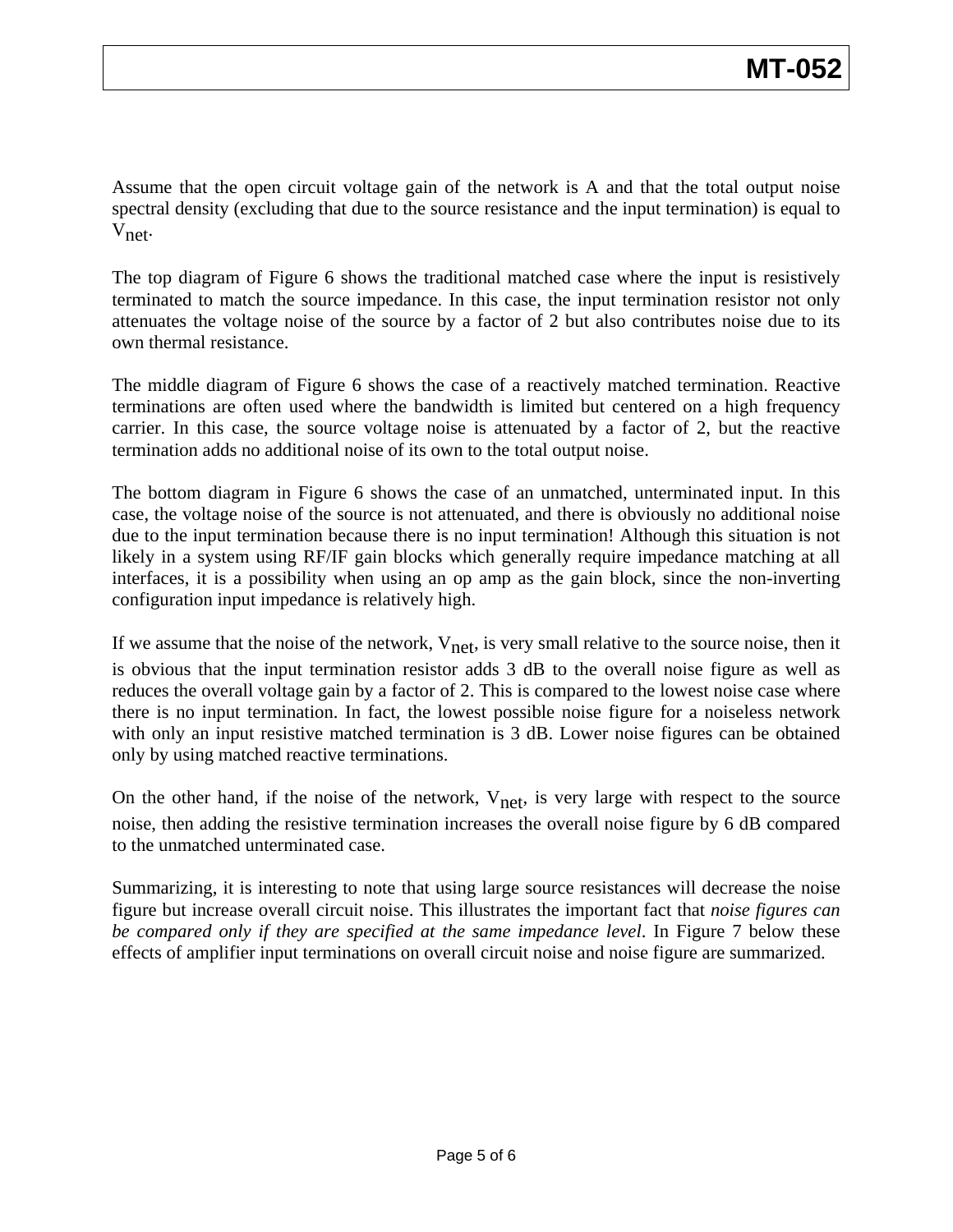Assume that the open circuit voltage gain of the network is A and that the total output noise spectral density (excluding that due to the source resistance and the input termination) is equal to $V_{net}$.

The top diagram of Figure 6 shows the traditional matched case where the input is resistively terminated to match the source impedance. In this case, the input termination resistor not only attenuates the voltage noise of the source by a factor of 2 but also contributes noise due to its own thermal resistance.

The middle diagram of Figure 6 shows the case of a reactively matched termination. Reactive terminations are often used where the bandwidth is limited but centered on a high frequency carrier. In this case, the source voltage noise is attenuated by a factor of 2, but the reactive termination adds no additional noise of its own to the total output noise.

The bottom diagram in Figure 6 shows the case of an unmatched, unterminated input. In this case, the voltage noise of the source is not attenuated, and there is obviously no additional noise due to the input termination because there is no input termination! Although this situation is not likely in a system using RF/IF gain blocks which generally require impedance matching at all interfaces, it is a possibility when using an op amp as the gain block, since the non-inverting configuration input impedance is relatively high.

If we assume that the noise of the network, $V_{net}$, is very small relative to the source noise, then it is obvious that the input termination resistor adds 3 dB to the overall noise figure as well as reduces the overall voltage gain by a factor of 2. This is compared to the lowest noise case where there is no input termination. In fact, the lowest possible noise figure for a noiseless network with only an input resistive matched termination is 3 dB. Lower noise figures can be obtained only by using matched reactive terminations.

On the other hand, if the noise of the network, $V_{net}$, is very large with respect to the source noise, then adding the resistive termination increases the overall noise figure by 6 dB compared to the unmatched unterminated case.

Summarizing, it is interesting to note that using large source resistances will decrease the noise figure but increase overall circuit noise. This illustrates the important fact that *noise figures can be compared only if they are specified at the same impedance level*. In Figure 7 below these effects of amplifier input terminations on overall circuit noise and noise figure are summarized.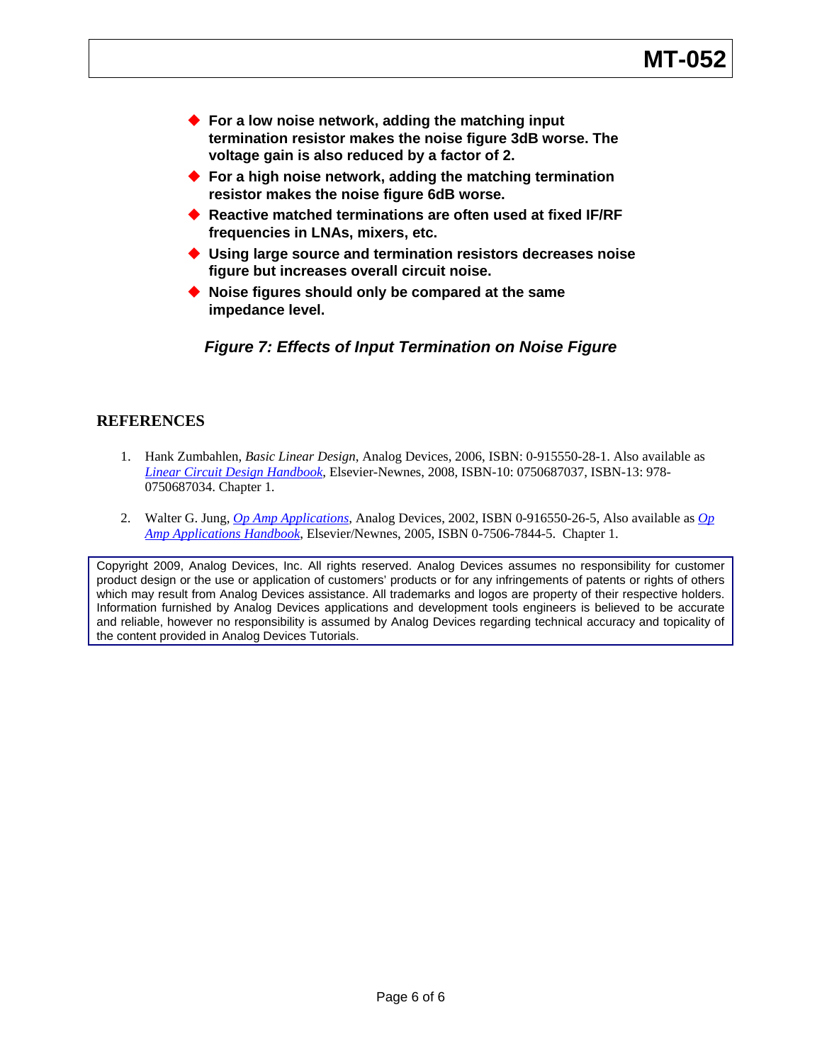- **For a low noise network, adding the matching input termination resistor makes the noise figure 3dB worse. The voltage gain is also reduced by a factor of 2.**
- **For a high noise network, adding the matching termination resistor makes the noise figure 6dB worse.**
- **Reactive matched terminations are often used at fixed IF/RF frequencies in LNAs, mixers, etc.**
- **Using large source and termination resistors decreases noise figure but increases overall circuit noise.**
- **Noise figures should only be compared at the same impedance level.**

***Figure 7: Effects of Input Termination on Noise Figure***

## REFERENCES

1. Hank Zumbahlen, *Basic Linear Design*, Analog Devices, 2006, ISBN: 0-915550-28-1. Also available as *Linear Circuit Design Handbook*, Elsevier-Newnes, 2008, ISBN-10: 0750687037, ISBN-13: 978-0750687034. Chapter 1.

2. Walter G. Jung, *Op Amp Applications*, Analog Devices, 2002, ISBN 0-916550-26-5, Also available as *Op Amp Applications Handbook*, Elsevier/Newnes, 2005, ISBN 0-7506-7844-5. Chapter 1.

Copyright 2009, Analog Devices, Inc. All rights reserved. Analog Devices assumes no responsibility for customer product design or the use or application of customers' products or for any infringements of patents or rights of others which may result from Analog Devices assistance. All trademarks and logos are property of their respective holders. Information furnished by Analog Devices applications and development tools engineers is believed to be accurate and reliable, however no responsibility is assumed by Analog Devices regarding technical accuracy and topicality of the content provided in Analog Devices Tutorials.